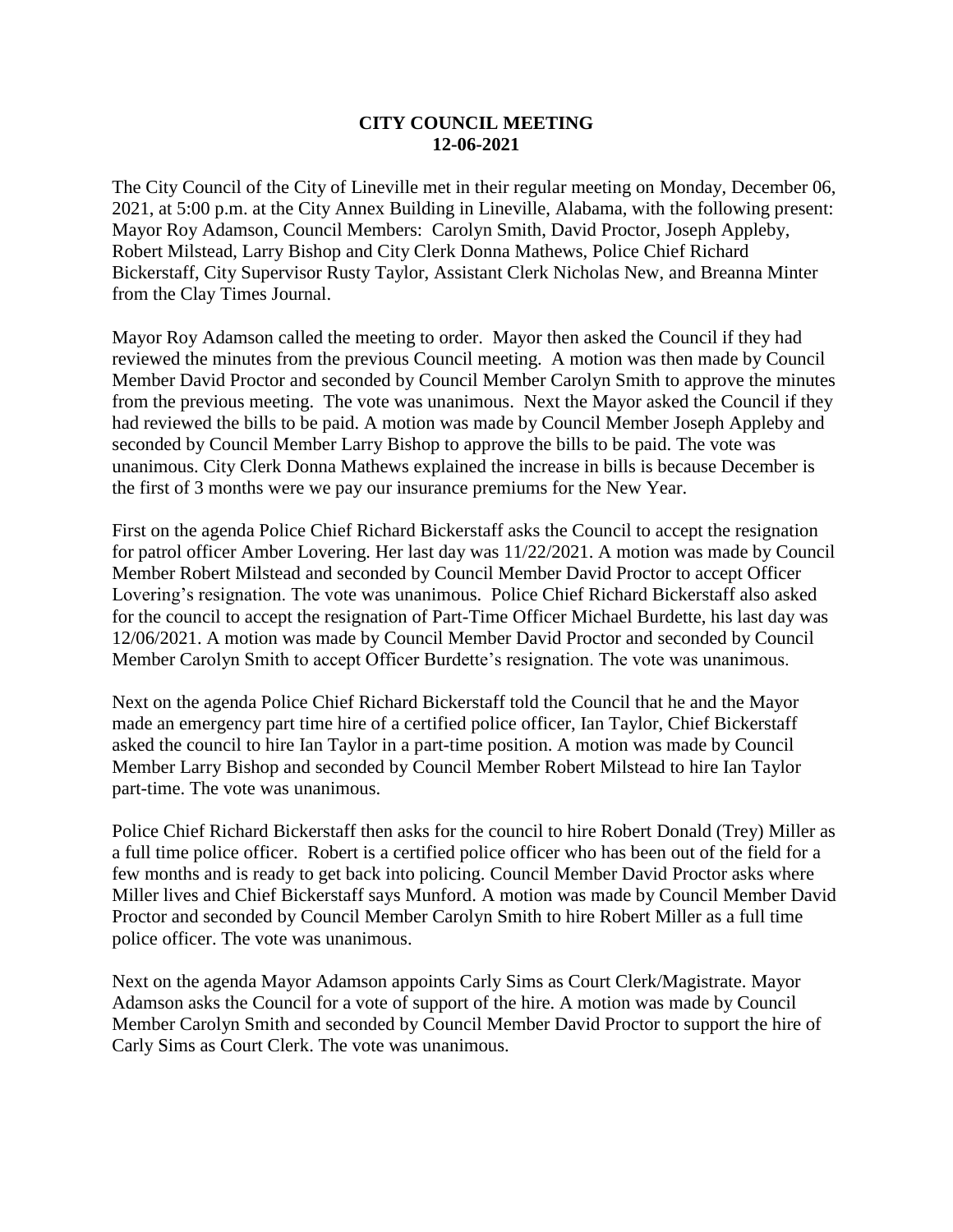**CITY COUNCIL MEETING**
**12-06-2021**

The City Council of the City of Lineville met in their regular meeting on Monday, December 06, 2021, at 5:00 p.m. at the City Annex Building in Lineville, Alabama, with the following present: Mayor Roy Adamson, Council Members: Carolyn Smith, David Proctor, Joseph Appleby, Robert Milstead, Larry Bishop and City Clerk Donna Mathews, Police Chief Richard Bickerstaff, City Supervisor Rusty Taylor, Assistant Clerk Nicholas New, and Breanna Minter from the Clay Times Journal.

Mayor Roy Adamson called the meeting to order. Mayor then asked the Council if they had reviewed the minutes from the previous Council meeting. A motion was then made by Council Member David Proctor and seconded by Council Member Carolyn Smith to approve the minutes from the previous meeting. The vote was unanimous. Next the Mayor asked the Council if they had reviewed the bills to be paid. A motion was made by Council Member Joseph Appleby and seconded by Council Member Larry Bishop to approve the bills to be paid. The vote was unanimous. City Clerk Donna Mathews explained the increase in bills is because December is the first of 3 months were we pay our insurance premiums for the New Year.

First on the agenda Police Chief Richard Bickerstaff asks the Council to accept the resignation for patrol officer Amber Lovering. Her last day was 11/22/2021. A motion was made by Council Member Robert Milstead and seconded by Council Member David Proctor to accept Officer Lovering's resignation. The vote was unanimous. Police Chief Richard Bickerstaff also asked for the council to accept the resignation of Part-Time Officer Michael Burdette, his last day was 12/06/2021. A motion was made by Council Member David Proctor and seconded by Council Member Carolyn Smith to accept Officer Burdette's resignation. The vote was unanimous.

Next on the agenda Police Chief Richard Bickerstaff told the Council that he and the Mayor made an emergency part time hire of a certified police officer, Ian Taylor, Chief Bickerstaff asked the council to hire Ian Taylor in a part-time position. A motion was made by Council Member Larry Bishop and seconded by Council Member Robert Milstead to hire Ian Taylor part-time. The vote was unanimous.

Police Chief Richard Bickerstaff then asks for the council to hire Robert Donald (Trey) Miller as a full time police officer. Robert is a certified police officer who has been out of the field for a few months and is ready to get back into policing. Council Member David Proctor asks where Miller lives and Chief Bickerstaff says Munford. A motion was made by Council Member David Proctor and seconded by Council Member Carolyn Smith to hire Robert Miller as a full time police officer. The vote was unanimous.

Next on the agenda Mayor Adamson appoints Carly Sims as Court Clerk/Magistrate. Mayor Adamson asks the Council for a vote of support of the hire. A motion was made by Council Member Carolyn Smith and seconded by Council Member David Proctor to support the hire of Carly Sims as Court Clerk. The vote was unanimous.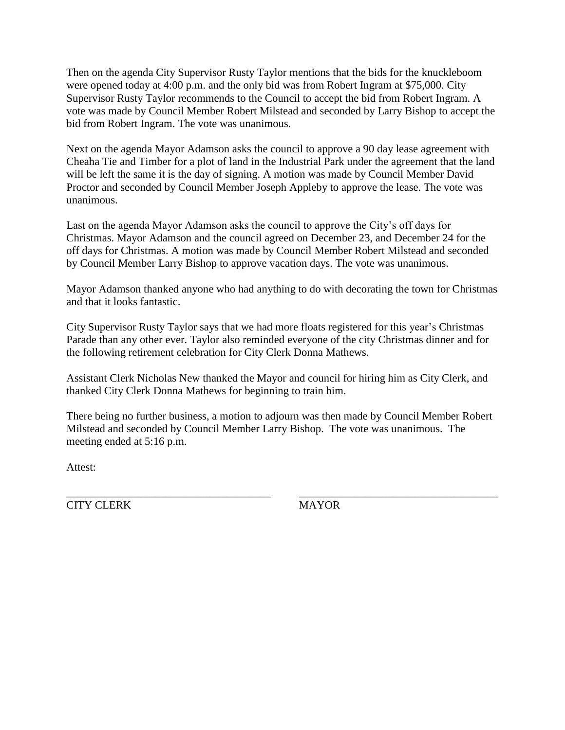Then on the agenda City Supervisor Rusty Taylor mentions that the bids for the knuckleboom were opened today at 4:00 p.m. and the only bid was from Robert Ingram at $75,000. City Supervisor Rusty Taylor recommends to the Council to accept the bid from Robert Ingram. A vote was made by Council Member Robert Milstead and seconded by Larry Bishop to accept the bid from Robert Ingram. The vote was unanimous.

Next on the agenda Mayor Adamson asks the council to approve a 90 day lease agreement with Cheaha Tie and Timber for a plot of land in the Industrial Park under the agreement that the land will be left the same it is the day of signing. A motion was made by Council Member David Proctor and seconded by Council Member Joseph Appleby to approve the lease. The vote was unanimous.

Last on the agenda Mayor Adamson asks the council to approve the City's off days for Christmas. Mayor Adamson and the council agreed on December 23, and December 24 for the off days for Christmas. A motion was made by Council Member Robert Milstead and seconded by Council Member Larry Bishop to approve vacation days. The vote was unanimous.

Mayor Adamson thanked anyone who had anything to do with decorating the town for Christmas and that it looks fantastic.

City Supervisor Rusty Taylor says that we had more floats registered for this year's Christmas Parade than any other ever. Taylor also reminded everyone of the city Christmas dinner and for the following retirement celebration for City Clerk Donna Mathews.

Assistant Clerk Nicholas New thanked the Mayor and council for hiring him as City Clerk, and thanked City Clerk Donna Mathews for beginning to train him.

There being no further business, a motion to adjourn was then made by Council Member Robert Milstead and seconded by Council Member Larry Bishop. The vote was unanimous. The meeting ended at 5:16 p.m.

Attest:

\_\_\_\_\_\_\_\_\_\_\_\_\_\_\_\_\_\_\_\_\_\_\_\_\_\_\_\_\_\_\_\_\_\_\_\_\_\_ \_\_\_\_\_\_\_\_\_\_\_\_\_\_\_\_\_\_\_\_\_\_\_\_\_\_\_\_\_\_\_\_\_\_\_\_\_\_

CITY CLERK MAYOR